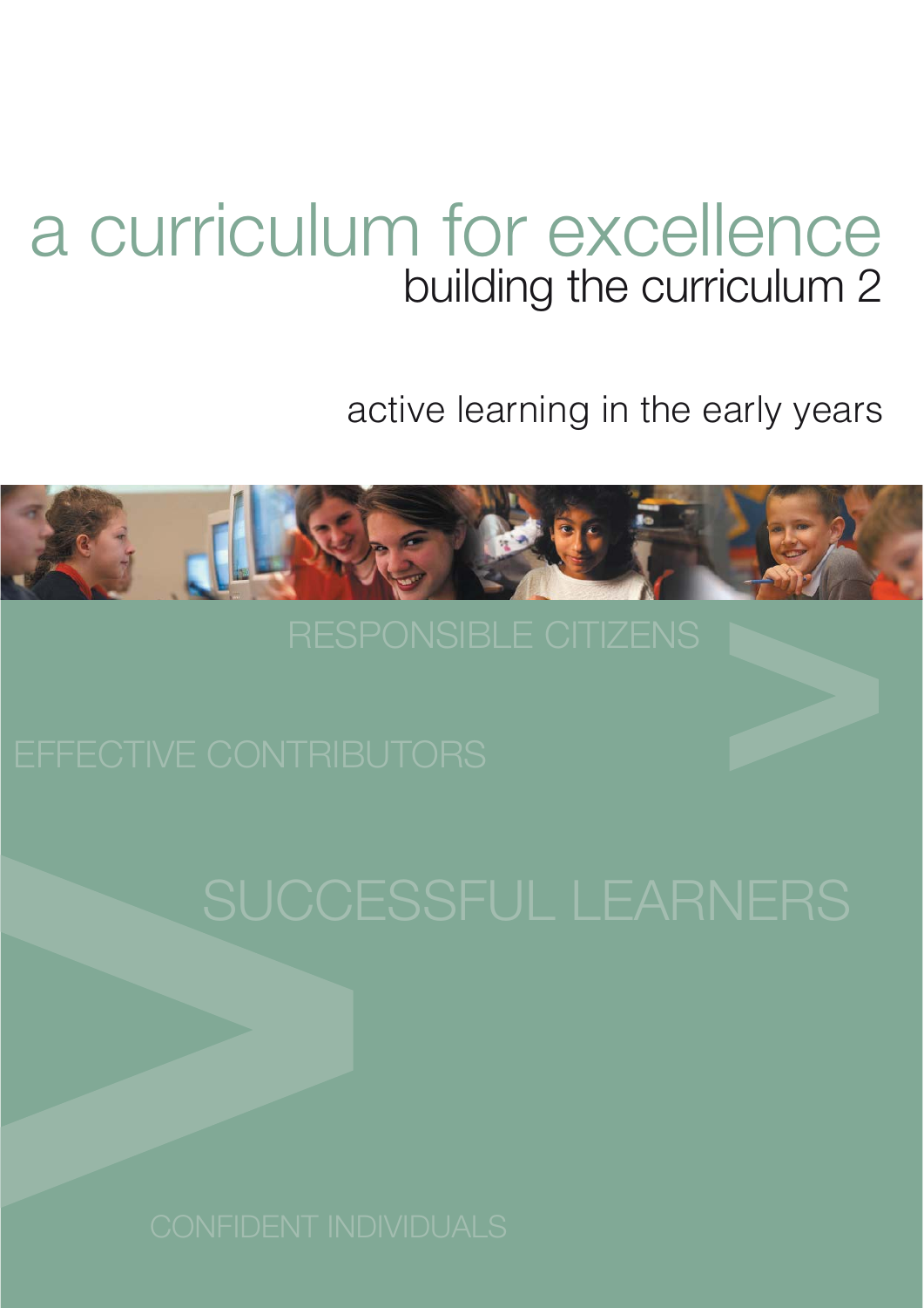# a curriculum for excellence

## building the curriculum 2

### active learning in the early years

RESPONSIBLE CITIZENS

EFFECTIVE CONTRIBUTORS

SUCCESSFUL LEARNERS

CONFIDENT INDIVIDUALS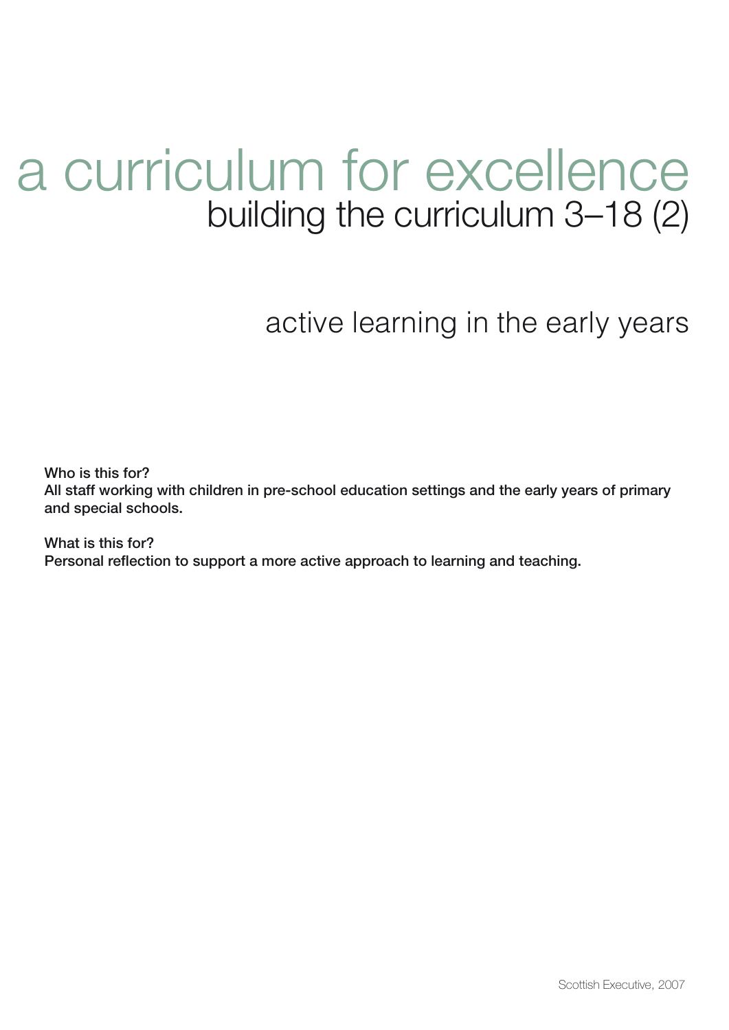# a curriculum for excellence

## building the curriculum 3–18 (2)

## active learning in the early years

**Who is this for?**
**All staff working with children in pre-school education settings and the early years of primary and special schools.**

**What is this for?**
**Personal reflection to support a more active approach to learning and teaching.**

Scottish Executive, 2007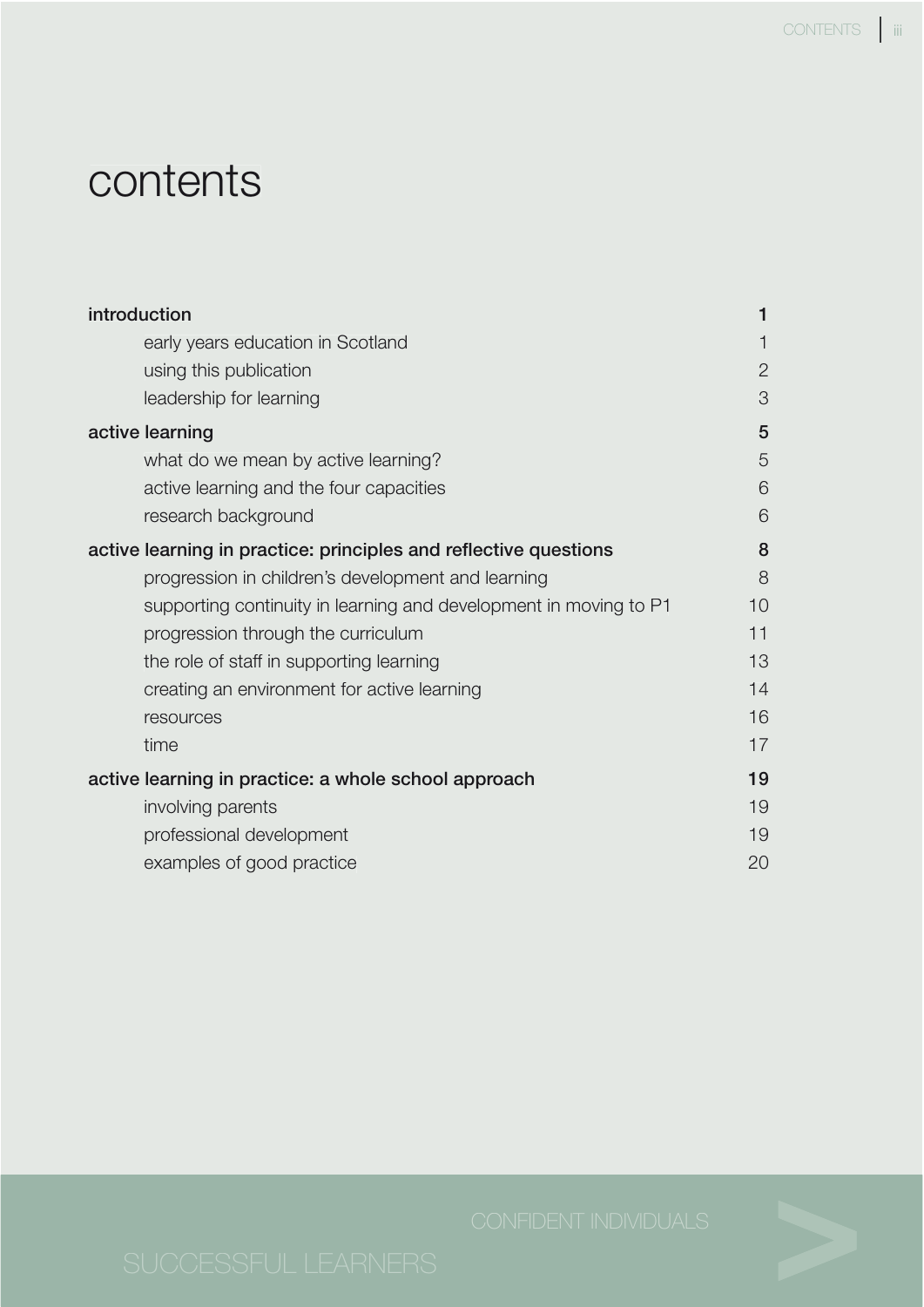# contents

**introduction** **1**

- early years education in Scotland 1
- using this publication 2
- leadership for learning 3

**active learning** **5**

- what do we mean by active learning? 5
- active learning and the four capacities 6
- research background 6

**active learning in practice: principles and reflective questions** **8**

- progression in children's development and learning 8
- supporting continuity in learning and development in moving to P1 10
- progression through the curriculum 11
- the role of staff in supporting learning 13
- creating an environment for active learning 14
- resources 16
- time 17

**active learning in practice: a whole school approach** **19**

- involving parents 19
- professional development 19
- examples of good practice 20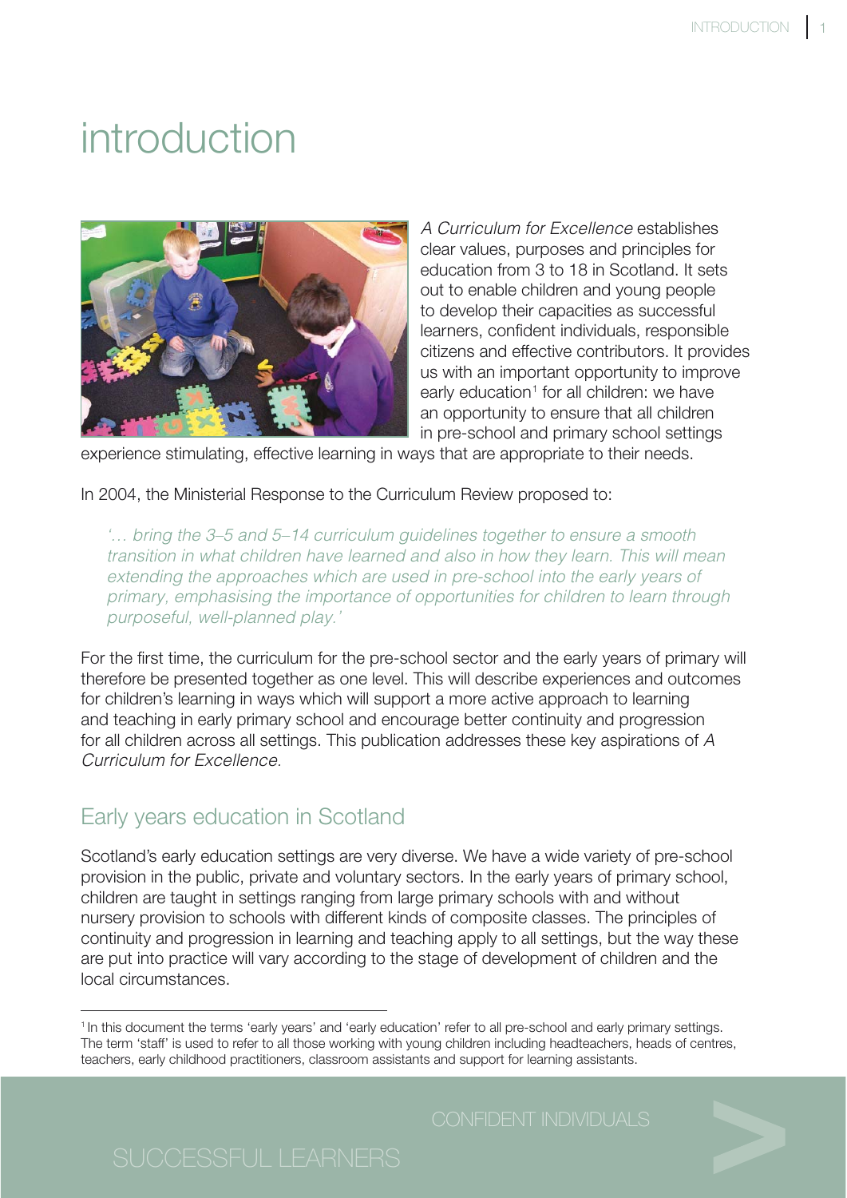# introduction

*A Curriculum for Excellence* establishes clear values, purposes and principles for education from 3 to 18 in Scotland. It sets out to enable children and young people to develop their capacities as successful learners, confident individuals, responsible citizens and effective contributors. It provides us with an important opportunity to improve early education[1] for all children: we have an opportunity to ensure that all children in pre-school and primary school settings experience stimulating, effective learning in ways that are appropriate to their needs.

In 2004, the Ministerial Response to the Curriculum Review proposed to:

> *'… bring the 3–5 and 5–14 curriculum guidelines together to ensure a smooth transition in what children have learned and also in how they learn. This will mean extending the approaches which are used in pre-school into the early years of primary, emphasising the importance of opportunities for children to learn through purposeful, well-planned play.'*

For the first time, the curriculum for the pre-school sector and the early years of primary will therefore be presented together as one level. This will describe experiences and outcomes for children's learning in ways which will support a more active approach to learning and teaching in early primary school and encourage better continuity and progression for all children across all settings. This publication addresses these key aspirations of *A Curriculum for Excellence.*

## Early years education in Scotland

Scotland's early education settings are very diverse. We have a wide variety of pre-school provision in the public, private and voluntary sectors. In the early years of primary school, children are taught in settings ranging from large primary schools with and without nursery provision to schools with different kinds of composite classes. The principles of continuity and progression in learning and teaching apply to all settings, but the way these are put into practice will vary according to the stage of development of children and the local circumstances.

---

[1] In this document the terms 'early years' and 'early education' refer to all pre-school and early primary settings. The term 'staff' is used to refer to all those working with young children including headteachers, heads of centres, teachers, early childhood practitioners, classroom assistants and support for learning assistants.

CONFIDENT INDIVIDUALS

SUCCESSFUL LEARNERS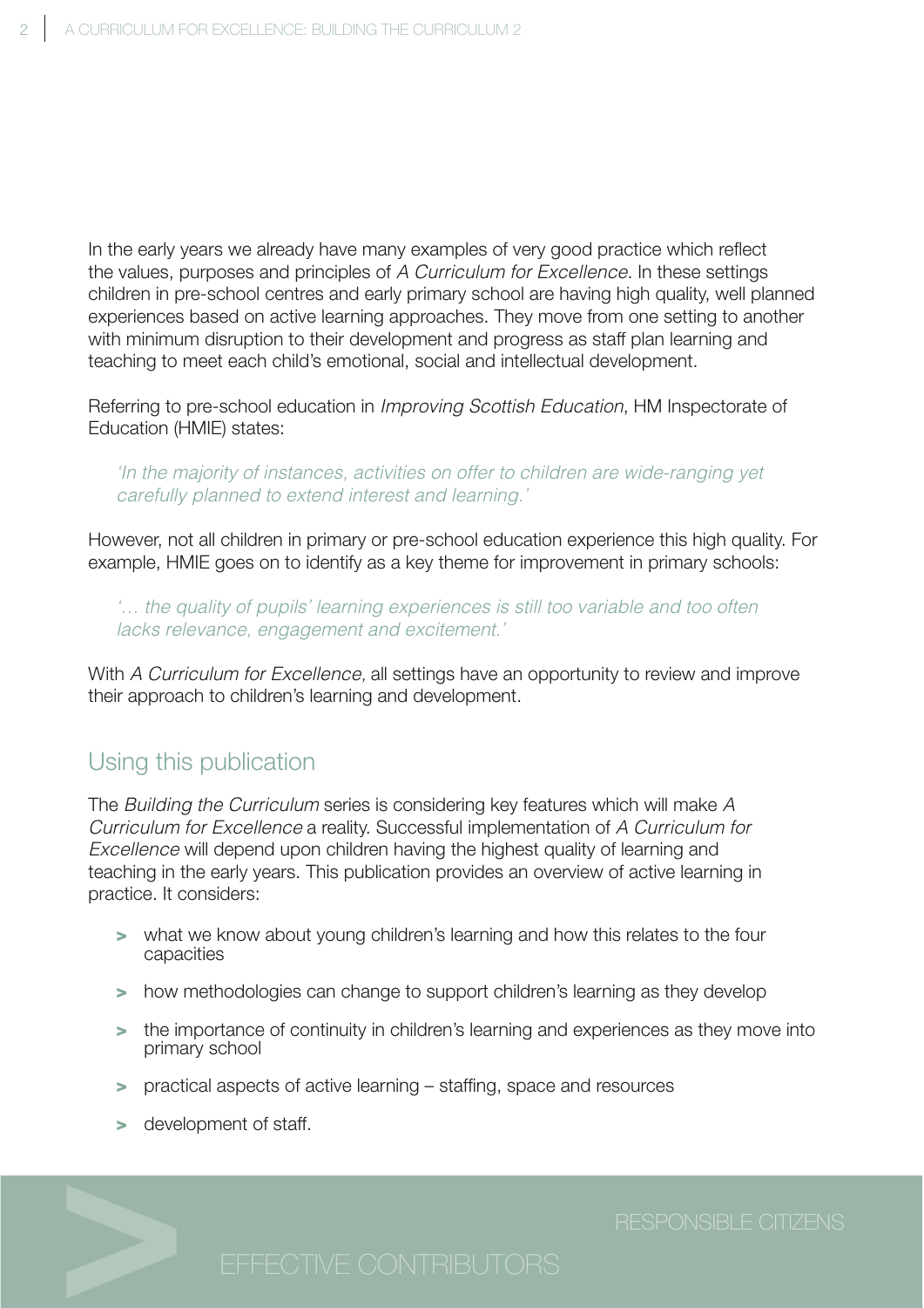In the early years we already have many examples of very good practice which reflect the values, purposes and principles of *A Curriculum for Excellence*. In these settings children in pre-school centres and early primary school are having high quality, well planned experiences based on active learning approaches. They move from one setting to another with minimum disruption to their development and progress as staff plan learning and teaching to meet each child's emotional, social and intellectual development.

Referring to pre-school education in *Improving Scottish Education*, HM Inspectorate of Education (HMIE) states:

> *'In the majority of instances, activities on offer to children are wide-ranging yet carefully planned to extend interest and learning.'*

However, not all children in primary or pre-school education experience this high quality. For example, HMIE goes on to identify as a key theme for improvement in primary schools:

> *'… the quality of pupils' learning experiences is still too variable and too often lacks relevance, engagement and excitement.'*

With *A Curriculum for Excellence,* all settings have an opportunity to review and improve their approach to children's learning and development.

## Using this publication

The *Building the Curriculum* series is considering key features which will make *A Curriculum for Excellence* a reality. Successful implementation of *A Curriculum for Excellence* will depend upon children having the highest quality of learning and teaching in the early years. This publication provides an overview of active learning in practice. It considers:

- what we know about young children's learning and how this relates to the four capacities
- how methodologies can change to support children's learning as they develop
- the importance of continuity in children's learning and experiences as they move into primary school
- practical aspects of active learning – staffing, space and resources
- development of staff.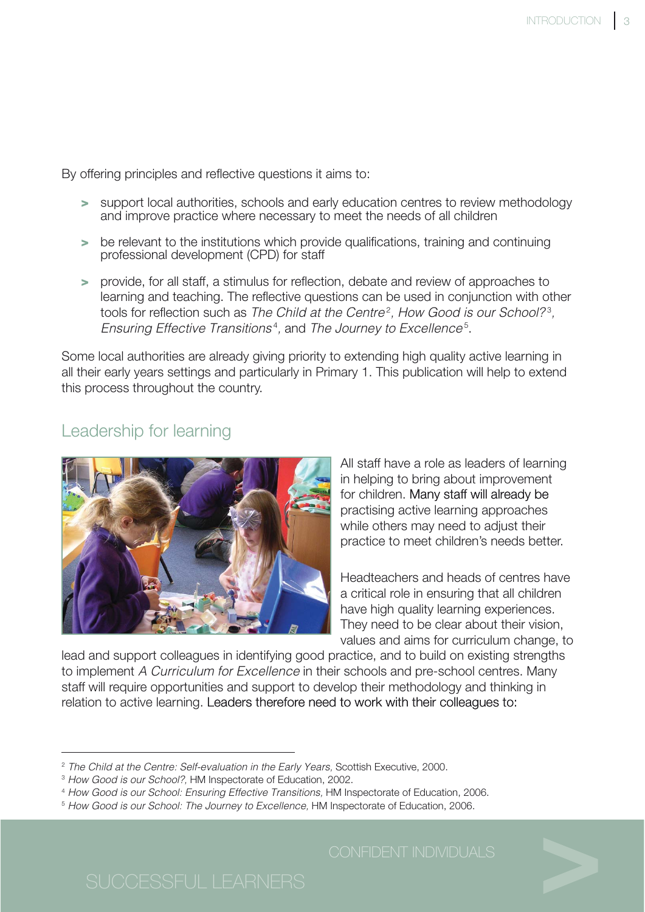By offering principles and reflective questions it aims to:

- support local authorities, schools and early education centres to review methodology and improve practice where necessary to meet the needs of all children
- be relevant to the institutions which provide qualifications, training and continuing professional development (CPD) for staff
- provide, for all staff, a stimulus for reflection, debate and review of approaches to learning and teaching. The reflective questions can be used in conjunction with other tools for reflection such as *The Child at the Centre*[2], *How Good is our School?*[3], *Ensuring Effective Transitions*[4], and *The Journey to Excellence*[5].

Some local authorities are already giving priority to extending high quality active learning in all their early years settings and particularly in Primary 1. This publication will help to extend this process throughout the country.

## Leadership for learning

All staff have a role as leaders of learning in helping to bring about improvement for children. Many staff will already be practising active learning approaches while others may need to adjust their practice to meet children's needs better.

Headteachers and heads of centres have a critical role in ensuring that all children have high quality learning experiences. They need to be clear about their vision, values and aims for curriculum change, to lead and support colleagues in identifying good practice, and to build on existing strengths to implement *A Curriculum for Excellence* in their schools and pre-school centres. Many staff will require opportunities and support to develop their methodology and thinking in relation to active learning. Leaders therefore need to work with their colleagues to:

---

[2] *The Child at the Centre: Self-evaluation in the Early Years,* Scottish Executive, 2000.

[3] *How Good is our School?,* HM Inspectorate of Education, 2002.

[4] *How Good is our School: Ensuring Effective Transitions,* HM Inspectorate of Education, 2006.

[5] *How Good is our School: The Journey to Excellence,* HM Inspectorate of Education, 2006.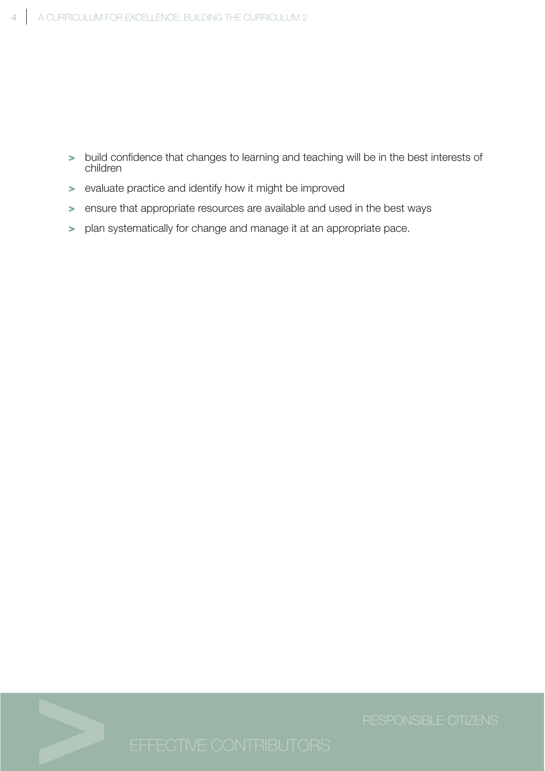- build confidence that changes to learning and teaching will be in the best interests of children
- evaluate practice and identify how it might be improved
- ensure that appropriate resources are available and used in the best ways
- plan systematically for change and manage it at an appropriate pace.

RESPONSIBLE CITIZENS

EFFECTIVE CONTRIBUTORS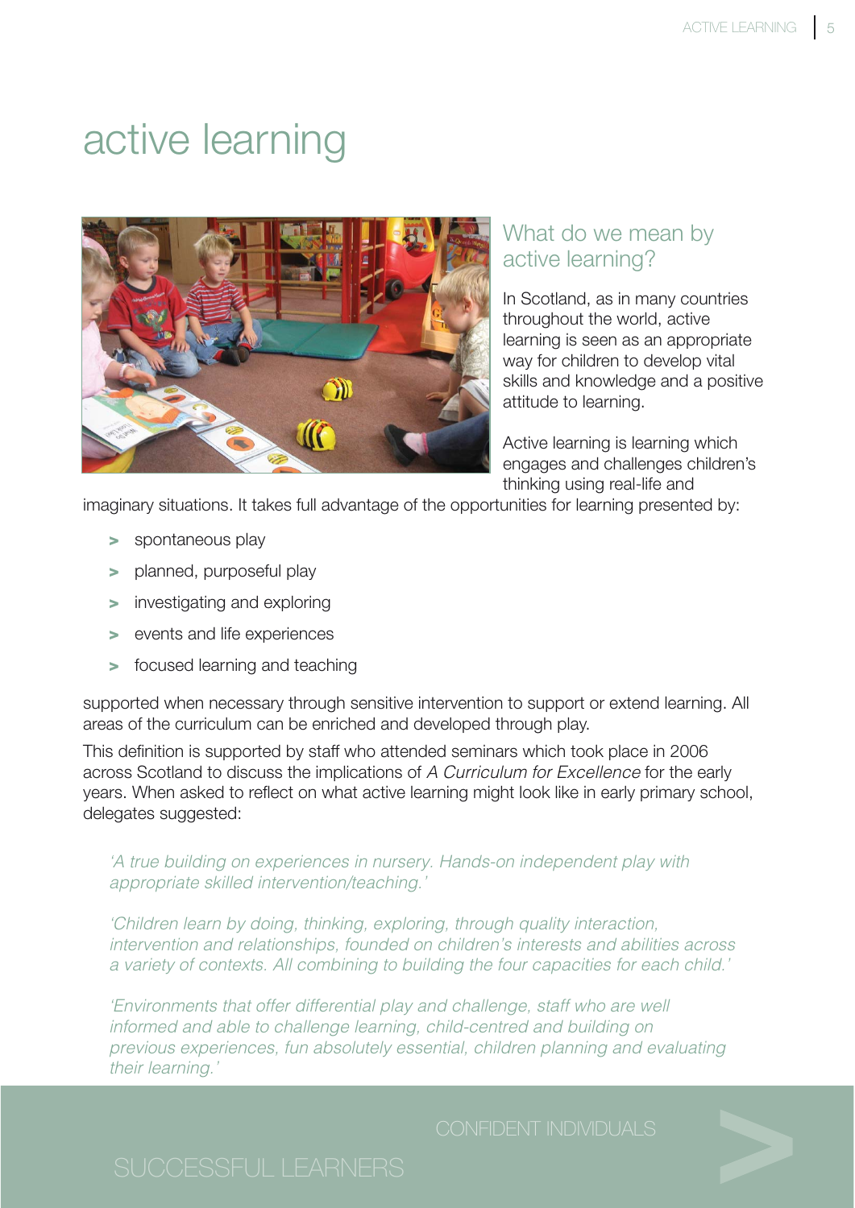# active learning

## What do we mean by active learning?

In Scotland, as in many countries throughout the world, active learning is seen as an appropriate way for children to develop vital skills and knowledge and a positive attitude to learning.

Active learning is learning which engages and challenges children's thinking using real-life and imaginary situations. It takes full advantage of the opportunities for learning presented by:

- spontaneous play
- planned, purposeful play
- investigating and exploring
- events and life experiences
- focused learning and teaching

supported when necessary through sensitive intervention to support or extend learning. All areas of the curriculum can be enriched and developed through play.

This definition is supported by staff who attended seminars which took place in 2006 across Scotland to discuss the implications of *A Curriculum for Excellence* for the early years. When asked to reflect on what active learning might look like in early primary school, delegates suggested:

> *'A true building on experiences in nursery. Hands-on independent play with appropriate skilled intervention/teaching.'*

> *'Children learn by doing, thinking, exploring, through quality interaction, intervention and relationships, founded on children's interests and abilities across a variety of contexts. All combining to building the four capacities for each child.'*

> *'Environments that offer differential play and challenge, staff who are well informed and able to challenge learning, child-centred and building on previous experiences, fun absolutely essential, children planning and evaluating their learning.'*

CONFIDENT INDIVIDUALS

SUCCESSFUL LEARNERS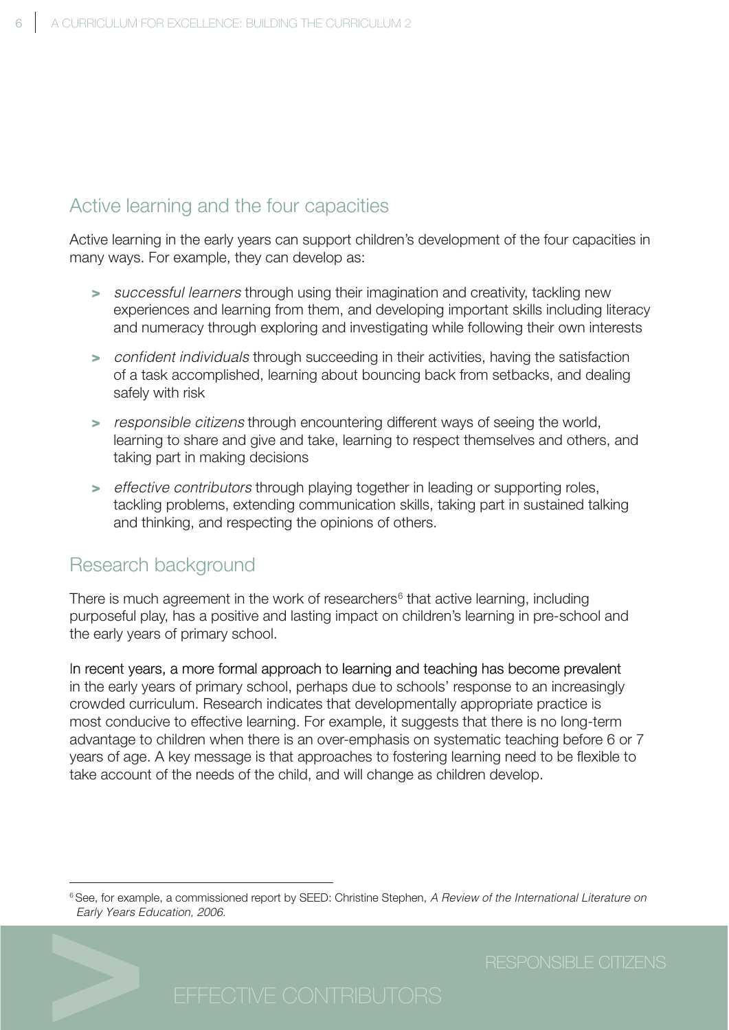## Active learning and the four capacities

Active learning in the early years can support children's development of the four capacities in many ways. For example, they can develop as:

- *successful learners* through using their imagination and creativity, tackling new experiences and learning from them, and developing important skills including literacy and numeracy through exploring and investigating while following their own interests
- *confident individuals* through succeeding in their activities, having the satisfaction of a task accomplished, learning about bouncing back from setbacks, and dealing safely with risk
- *responsible citizens* through encountering different ways of seeing the world, learning to share and give and take, learning to respect themselves and others, and taking part in making decisions
- *effective contributors* through playing together in leading or supporting roles, tackling problems, extending communication skills, taking part in sustained talking and thinking, and respecting the opinions of others.

## Research background

There is much agreement in the work of researchers[6] that active learning, including purposeful play, has a positive and lasting impact on children's learning in pre-school and the early years of primary school.

In recent years, a more formal approach to learning and teaching has become prevalent in the early years of primary school, perhaps due to schools' response to an increasingly crowded curriculum. Research indicates that developmentally appropriate practice is most conducive to effective learning. For example, it suggests that there is no long-term advantage to children when there is an over-emphasis on systematic teaching before 6 or 7 years of age. A key message is that approaches to fostering learning need to be flexible to take account of the needs of the child, and will change as children develop.

[6] See, for example, a commissioned report by SEED: Christine Stephen, *A Review of the International Literature on Early Years Education, 2006.*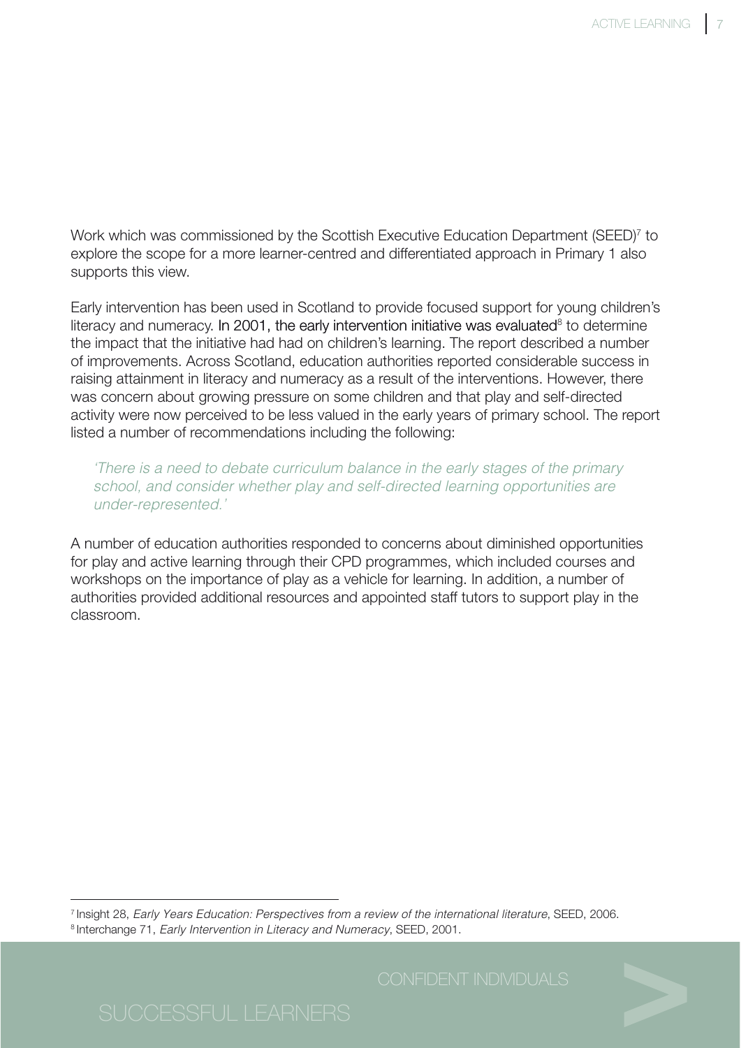Work which was commissioned by the Scottish Executive Education Department (SEED)[7] to explore the scope for a more learner-centred and differentiated approach in Primary 1 also supports this view.

Early intervention has been used in Scotland to provide focused support for young children's literacy and numeracy. In 2001, the early intervention initiative was evaluated[8] to determine the impact that the initiative had had on children's learning. The report described a number of improvements. Across Scotland, education authorities reported considerable success in raising attainment in literacy and numeracy as a result of the interventions. However, there was concern about growing pressure on some children and that play and self-directed activity were now perceived to be less valued in the early years of primary school. The report listed a number of recommendations including the following:

> *'There is a need to debate curriculum balance in the early stages of the primary school, and consider whether play and self-directed learning opportunities are under-represented.'*

A number of education authorities responded to concerns about diminished opportunities for play and active learning through their CPD programmes, which included courses and workshops on the importance of play as a vehicle for learning. In addition, a number of authorities provided additional resources and appointed staff tutors to support play in the classroom.

---

[7] Insight 28, *Early Years Education: Perspectives from a review of the international literature*, SEED, 2006.

[8] Interchange 71, *Early Intervention in Literacy and Numeracy*, SEED, 2001.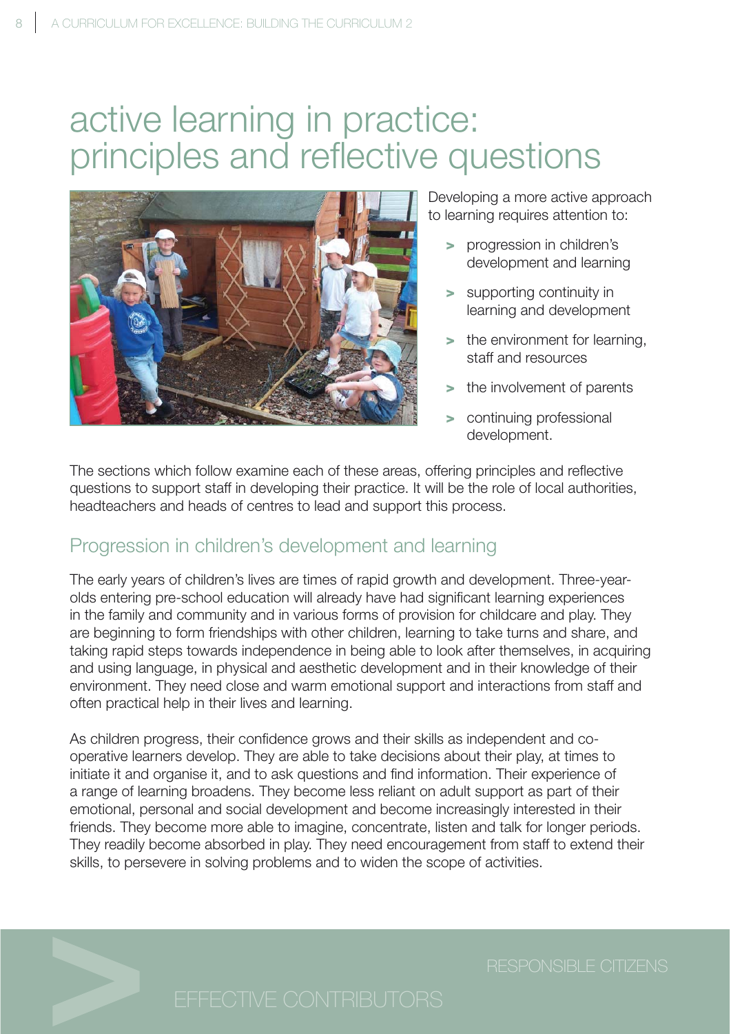# active learning in practice: principles and reflective questions

Developing a more active approach to learning requires attention to:

- progression in children's development and learning
- supporting continuity in learning and development
- the environment for learning, staff and resources
- the involvement of parents
- continuing professional development.

The sections which follow examine each of these areas, offering principles and reflective questions to support staff in developing their practice. It will be the role of local authorities, headteachers and heads of centres to lead and support this process.

## Progression in children's development and learning

The early years of children's lives are times of rapid growth and development. Three-year-olds entering pre-school education will already have had significant learning experiences in the family and community and in various forms of provision for childcare and play. They are beginning to form friendships with other children, learning to take turns and share, and taking rapid steps towards independence in being able to look after themselves, in acquiring and using language, in physical and aesthetic development and in their knowledge of their environment. They need close and warm emotional support and interactions from staff and often practical help in their lives and learning.

As children progress, their confidence grows and their skills as independent and co-operative learners develop. They are able to take decisions about their play, at times to initiate it and organise it, and to ask questions and find information. Their experience of a range of learning broadens. They become less reliant on adult support as part of their emotional, personal and social development and become increasingly interested in their friends. They become more able to imagine, concentrate, listen and talk for longer periods. They readily become absorbed in play. They need encouragement from staff to extend their skills, to persevere in solving problems and to widen the scope of activities.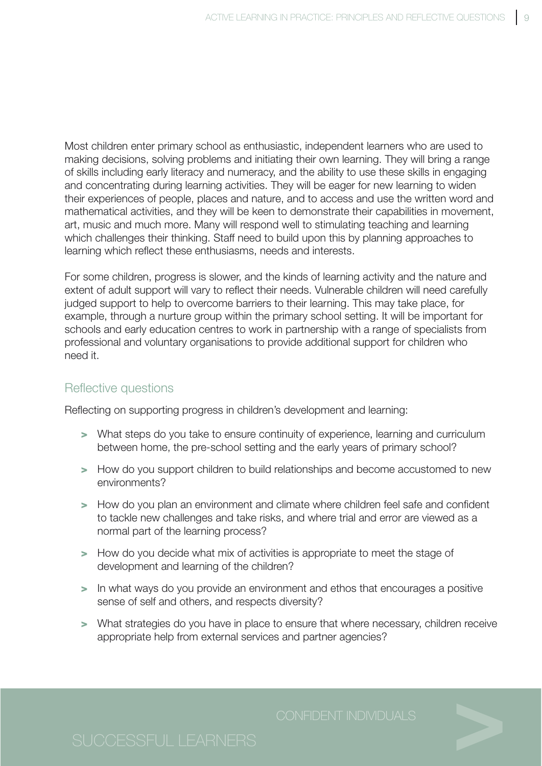Most children enter primary school as enthusiastic, independent learners who are used to making decisions, solving problems and initiating their own learning. They will bring a range of skills including early literacy and numeracy, and the ability to use these skills in engaging and concentrating during learning activities. They will be eager for new learning to widen their experiences of people, places and nature, and to access and use the written word and mathematical activities, and they will be keen to demonstrate their capabilities in movement, art, music and much more. Many will respond well to stimulating teaching and learning which challenges their thinking. Staff need to build upon this by planning approaches to learning which reflect these enthusiasms, needs and interests.

For some children, progress is slower, and the kinds of learning activity and the nature and extent of adult support will vary to reflect their needs. Vulnerable children will need carefully judged support to help to overcome barriers to their learning. This may take place, for example, through a nurture group within the primary school setting. It will be important for schools and early education centres to work in partnership with a range of specialists from professional and voluntary organisations to provide additional support for children who need it.

## Reflective questions

Reflecting on supporting progress in children's development and learning:

- What steps do you take to ensure continuity of experience, learning and curriculum between home, the pre-school setting and the early years of primary school?
- How do you support children to build relationships and become accustomed to new environments?
- How do you plan an environment and climate where children feel safe and confident to tackle new challenges and take risks, and where trial and error are viewed as a normal part of the learning process?
- How do you decide what mix of activities is appropriate to meet the stage of development and learning of the children?
- In what ways do you provide an environment and ethos that encourages a positive sense of self and others, and respects diversity?
- What strategies do you have in place to ensure that where necessary, children receive appropriate help from external services and partner agencies?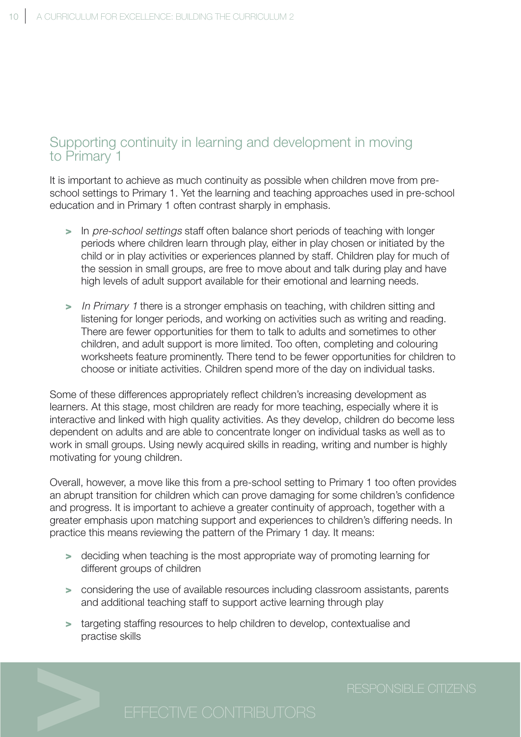## Supporting continuity in learning and development in moving to Primary 1

It is important to achieve as much continuity as possible when children move from pre-school settings to Primary 1. Yet the learning and teaching approaches used in pre-school education and in Primary 1 often contrast sharply in emphasis.

- In *pre-school settings* staff often balance short periods of teaching with longer periods where children learn through play, either in play chosen or initiated by the child or in play activities or experiences planned by staff. Children play for much of the session in small groups, are free to move about and talk during play and have high levels of adult support available for their emotional and learning needs.
- *In Primary 1* there is a stronger emphasis on teaching, with children sitting and listening for longer periods, and working on activities such as writing and reading. There are fewer opportunities for them to talk to adults and sometimes to other children, and adult support is more limited. Too often, completing and colouring worksheets feature prominently. There tend to be fewer opportunities for children to choose or initiate activities. Children spend more of the day on individual tasks.

Some of these differences appropriately reflect children's increasing development as learners. At this stage, most children are ready for more teaching, especially where it is interactive and linked with high quality activities. As they develop, children do become less dependent on adults and are able to concentrate longer on individual tasks as well as to work in small groups. Using newly acquired skills in reading, writing and number is highly motivating for young children.

Overall, however, a move like this from a pre-school setting to Primary 1 too often provides an abrupt transition for children which can prove damaging for some children's confidence and progress. It is important to achieve a greater continuity of approach, together with a greater emphasis upon matching support and experiences to children's differing needs. In practice this means reviewing the pattern of the Primary 1 day. It means:

- deciding when teaching is the most appropriate way of promoting learning for different groups of children
- considering the use of available resources including classroom assistants, parents and additional teaching staff to support active learning through play
- targeting staffing resources to help children to develop, contextualise and practise skills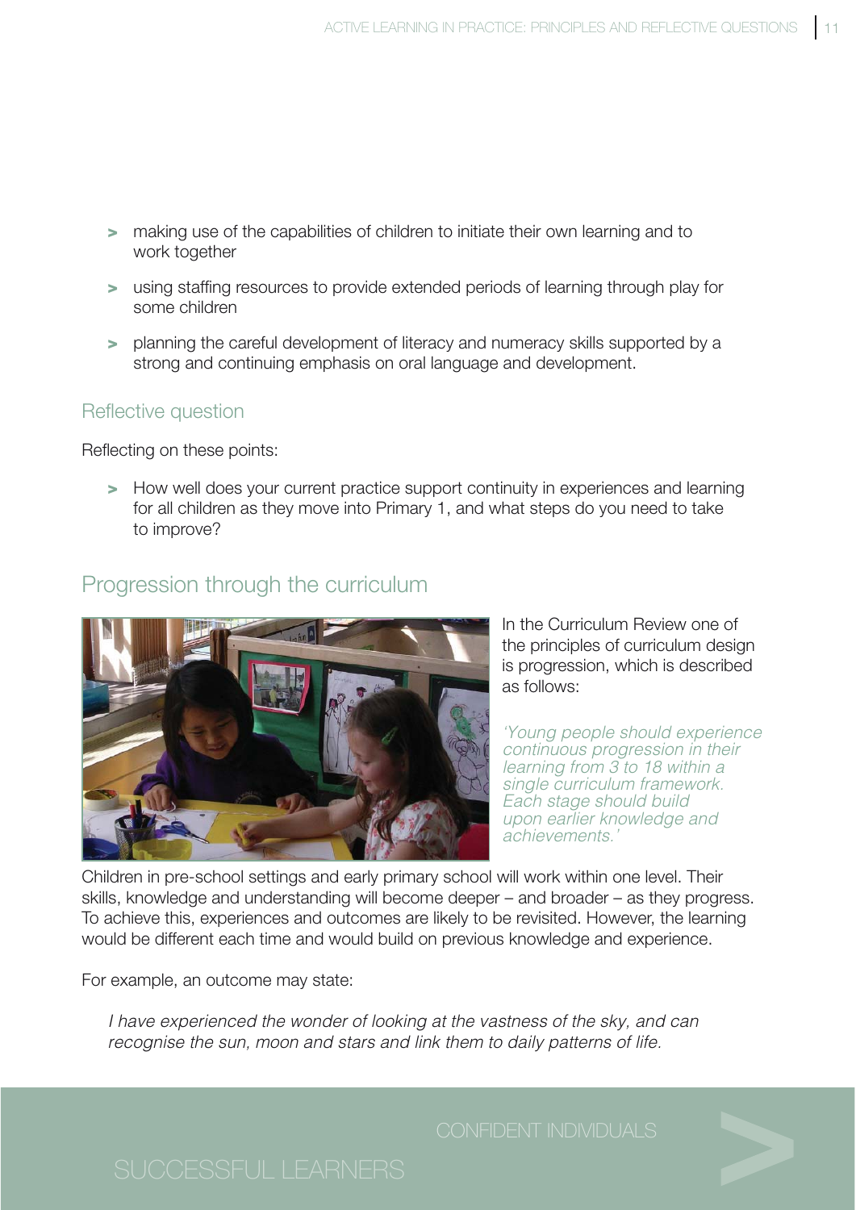- making use of the capabilities of children to initiate their own learning and to work together
- using staffing resources to provide extended periods of learning through play for some children
- planning the careful development of literacy and numeracy skills supported by a strong and continuing emphasis on oral language and development.

### Reflective question

Reflecting on these points:

- How well does your current practice support continuity in experiences and learning for all children as they move into Primary 1, and what steps do you need to take to improve?

## Progression through the curriculum

In the Curriculum Review one of the principles of curriculum design is progression, which is described as follows:

*'Young people should experience continuous progression in their learning from 3 to 18 within a single curriculum framework. Each stage should build upon earlier knowledge and achievements.'*

Children in pre-school settings and early primary school will work within one level. Their skills, knowledge and understanding will become deeper – and broader – as they progress. To achieve this, experiences and outcomes are likely to be revisited. However, the learning would be different each time and would build on previous knowledge and experience.

For example, an outcome may state:

*I have experienced the wonder of looking at the vastness of the sky, and can recognise the sun, moon and stars and link them to daily patterns of life.*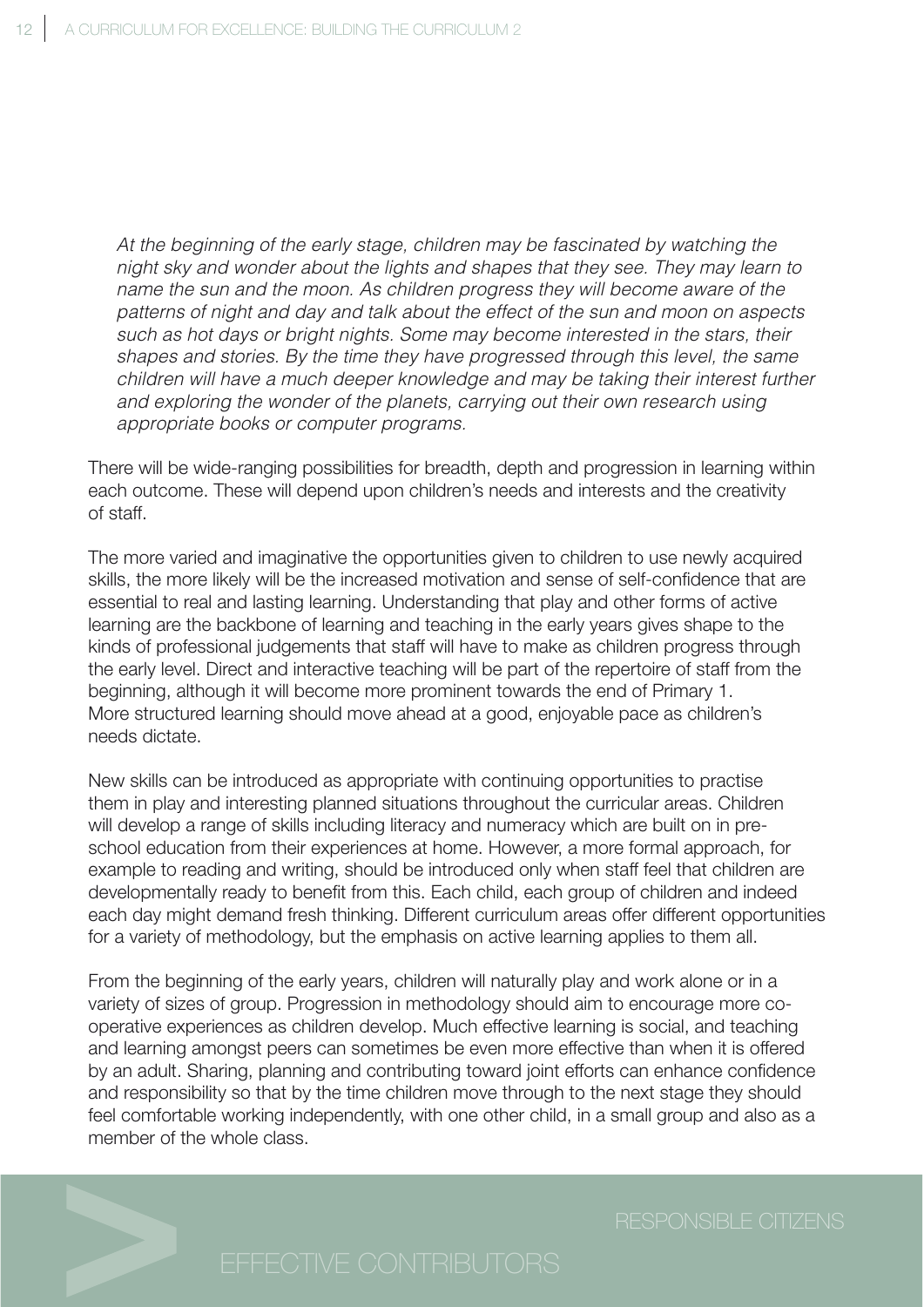*At the beginning of the early stage, children may be fascinated by watching the night sky and wonder about the lights and shapes that they see. They may learn to name the sun and the moon. As children progress they will become aware of the patterns of night and day and talk about the effect of the sun and moon on aspects such as hot days or bright nights. Some may become interested in the stars, their shapes and stories. By the time they have progressed through this level, the same children will have a much deeper knowledge and may be taking their interest further and exploring the wonder of the planets, carrying out their own research using appropriate books or computer programs.*

There will be wide-ranging possibilities for breadth, depth and progression in learning within each outcome. These will depend upon children's needs and interests and the creativity of staff.

The more varied and imaginative the opportunities given to children to use newly acquired skills, the more likely will be the increased motivation and sense of self-confidence that are essential to real and lasting learning. Understanding that play and other forms of active learning are the backbone of learning and teaching in the early years gives shape to the kinds of professional judgements that staff will have to make as children progress through the early level. Direct and interactive teaching will be part of the repertoire of staff from the beginning, although it will become more prominent towards the end of Primary 1. More structured learning should move ahead at a good, enjoyable pace as children's needs dictate.

New skills can be introduced as appropriate with continuing opportunities to practise them in play and interesting planned situations throughout the curricular areas. Children will develop a range of skills including literacy and numeracy which are built on in pre-school education from their experiences at home. However, a more formal approach, for example to reading and writing, should be introduced only when staff feel that children are developmentally ready to benefit from this. Each child, each group of children and indeed each day might demand fresh thinking. Different curriculum areas offer different opportunities for a variety of methodology, but the emphasis on active learning applies to them all.

From the beginning of the early years, children will naturally play and work alone or in a variety of sizes of group. Progression in methodology should aim to encourage more co-operative experiences as children develop. Much effective learning is social, and teaching and learning amongst peers can sometimes be even more effective than when it is offered by an adult. Sharing, planning and contributing toward joint efforts can enhance confidence and responsibility so that by the time children move through to the next stage they should feel comfortable working independently, with one other child, in a small group and also as a member of the whole class.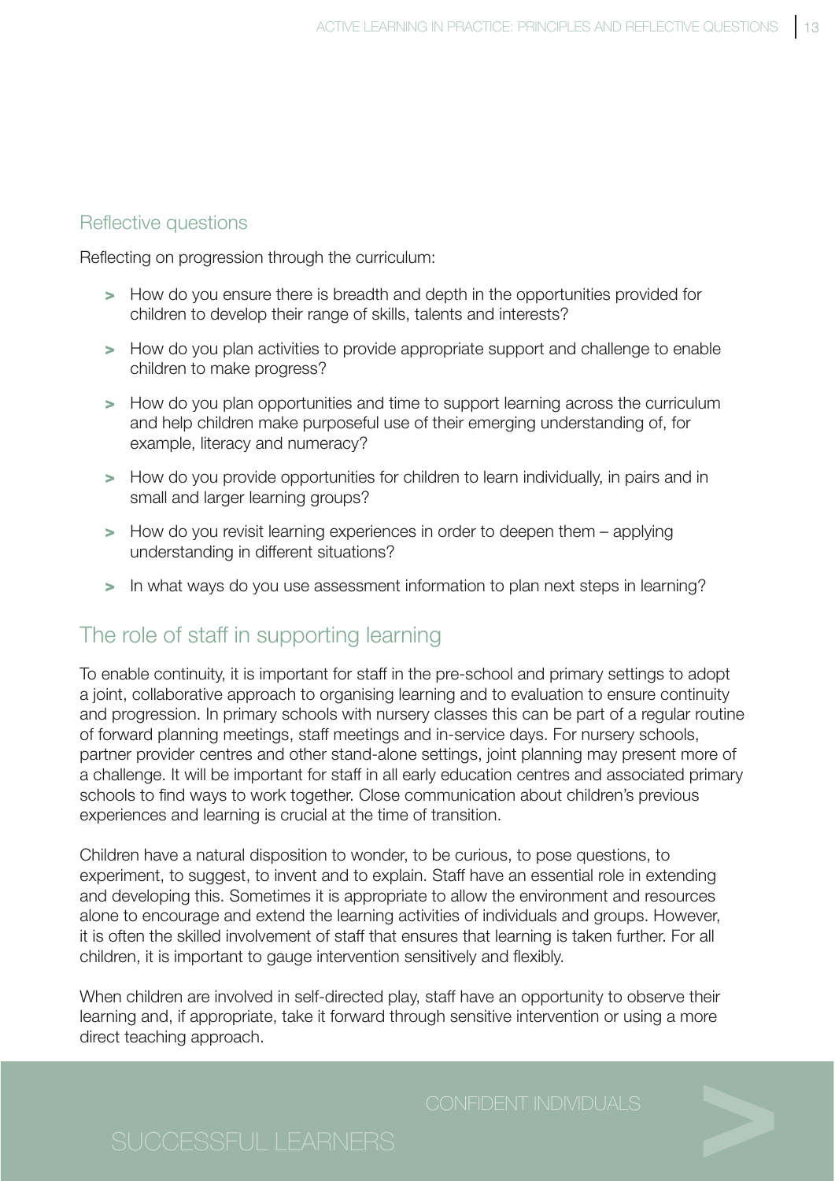### Reflective questions

Reflecting on progression through the curriculum:

- How do you ensure there is breadth and depth in the opportunities provided for children to develop their range of skills, talents and interests?
- How do you plan activities to provide appropriate support and challenge to enable children to make progress?
- How do you plan opportunities and time to support learning across the curriculum and help children make purposeful use of their emerging understanding of, for example, literacy and numeracy?
- How do you provide opportunities for children to learn individually, in pairs and in small and larger learning groups?
- How do you revisit learning experiences in order to deepen them – applying understanding in different situations?
- In what ways do you use assessment information to plan next steps in learning?

## The role of staff in supporting learning

To enable continuity, it is important for staff in the pre-school and primary settings to adopt a joint, collaborative approach to organising learning and to evaluation to ensure continuity and progression. In primary schools with nursery classes this can be part of a regular routine of forward planning meetings, staff meetings and in-service days. For nursery schools, partner provider centres and other stand-alone settings, joint planning may present more of a challenge. It will be important for staff in all early education centres and associated primary schools to find ways to work together. Close communication about children's previous experiences and learning is crucial at the time of transition.

Children have a natural disposition to wonder, to be curious, to pose questions, to experiment, to suggest, to invent and to explain. Staff have an essential role in extending and developing this. Sometimes it is appropriate to allow the environment and resources alone to encourage and extend the learning activities of individuals and groups. However, it is often the skilled involvement of staff that ensures that learning is taken further. For all children, it is important to gauge intervention sensitively and flexibly.

When children are involved in self-directed play, staff have an opportunity to observe their learning and, if appropriate, take it forward through sensitive intervention or using a more direct teaching approach.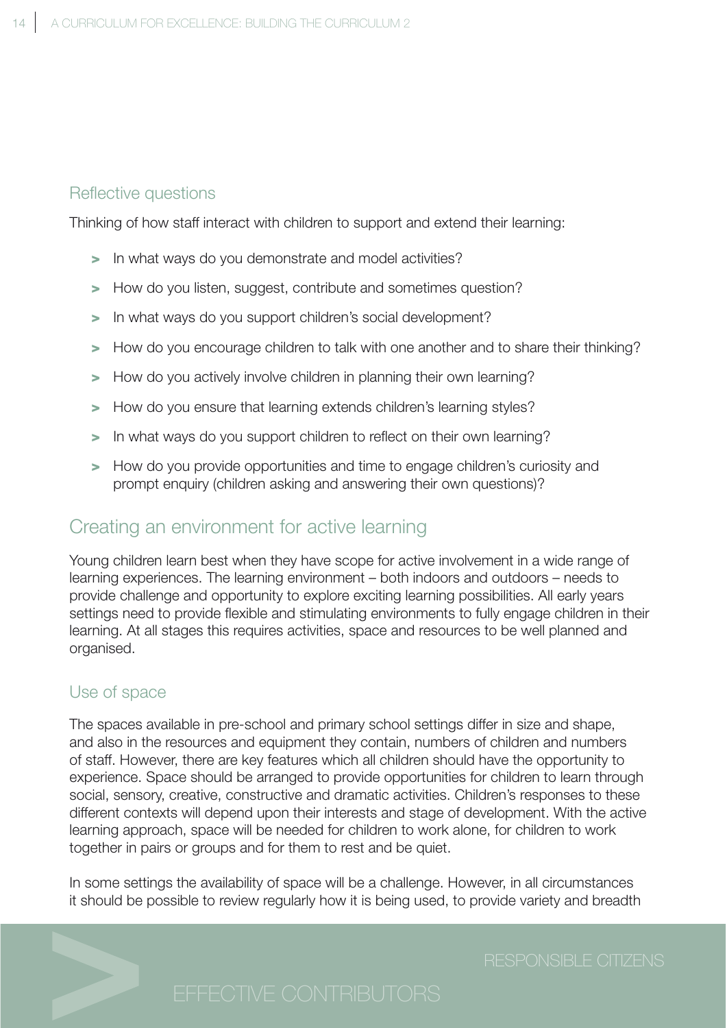### Reflective questions

Thinking of how staff interact with children to support and extend their learning:

- In what ways do you demonstrate and model activities?
- How do you listen, suggest, contribute and sometimes question?
- In what ways do you support children's social development?
- How do you encourage children to talk with one another and to share their thinking?
- How do you actively involve children in planning their own learning?
- How do you ensure that learning extends children's learning styles?
- In what ways do you support children to reflect on their own learning?
- How do you provide opportunities and time to engage children's curiosity and prompt enquiry (children asking and answering their own questions)?

## Creating an environment for active learning

Young children learn best when they have scope for active involvement in a wide range of learning experiences. The learning environment – both indoors and outdoors – needs to provide challenge and opportunity to explore exciting learning possibilities. All early years settings need to provide flexible and stimulating environments to fully engage children in their learning. At all stages this requires activities, space and resources to be well planned and organised.

### Use of space

The spaces available in pre-school and primary school settings differ in size and shape, and also in the resources and equipment they contain, numbers of children and numbers of staff. However, there are key features which all children should have the opportunity to experience. Space should be arranged to provide opportunities for children to learn through social, sensory, creative, constructive and dramatic activities. Children's responses to these different contexts will depend upon their interests and stage of development. With the active learning approach, space will be needed for children to work alone, for children to work together in pairs or groups and for them to rest and be quiet.

In some settings the availability of space will be a challenge. However, in all circumstances it should be possible to review regularly how it is being used, to provide variety and breadth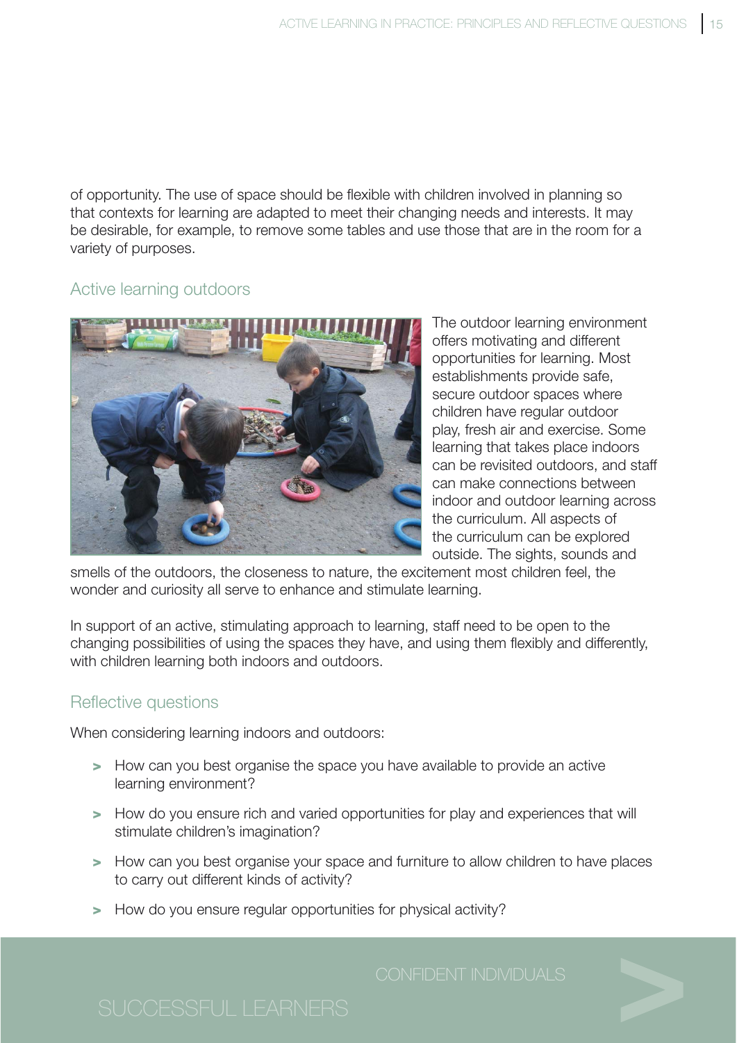of opportunity. The use of space should be flexible with children involved in planning so that contexts for learning are adapted to meet their changing needs and interests. It may be desirable, for example, to remove some tables and use those that are in the room for a variety of purposes.

## Active learning outdoors

The outdoor learning environment offers motivating and different opportunities for learning. Most establishments provide safe, secure outdoor spaces where children have regular outdoor play, fresh air and exercise. Some learning that takes place indoors can be revisited outdoors, and staff can make connections between indoor and outdoor learning across the curriculum. All aspects of the curriculum can be explored outside. The sights, sounds and smells of the outdoors, the closeness to nature, the excitement most children feel, the wonder and curiosity all serve to enhance and stimulate learning.

In support of an active, stimulating approach to learning, staff need to be open to the changing possibilities of using the spaces they have, and using them flexibly and differently, with children learning both indoors and outdoors.

## Reflective questions

When considering learning indoors and outdoors:

- How can you best organise the space you have available to provide an active learning environment?
- How do you ensure rich and varied opportunities for play and experiences that will stimulate children's imagination?
- How can you best organise your space and furniture to allow children to have places to carry out different kinds of activity?
- How do you ensure regular opportunities for physical activity?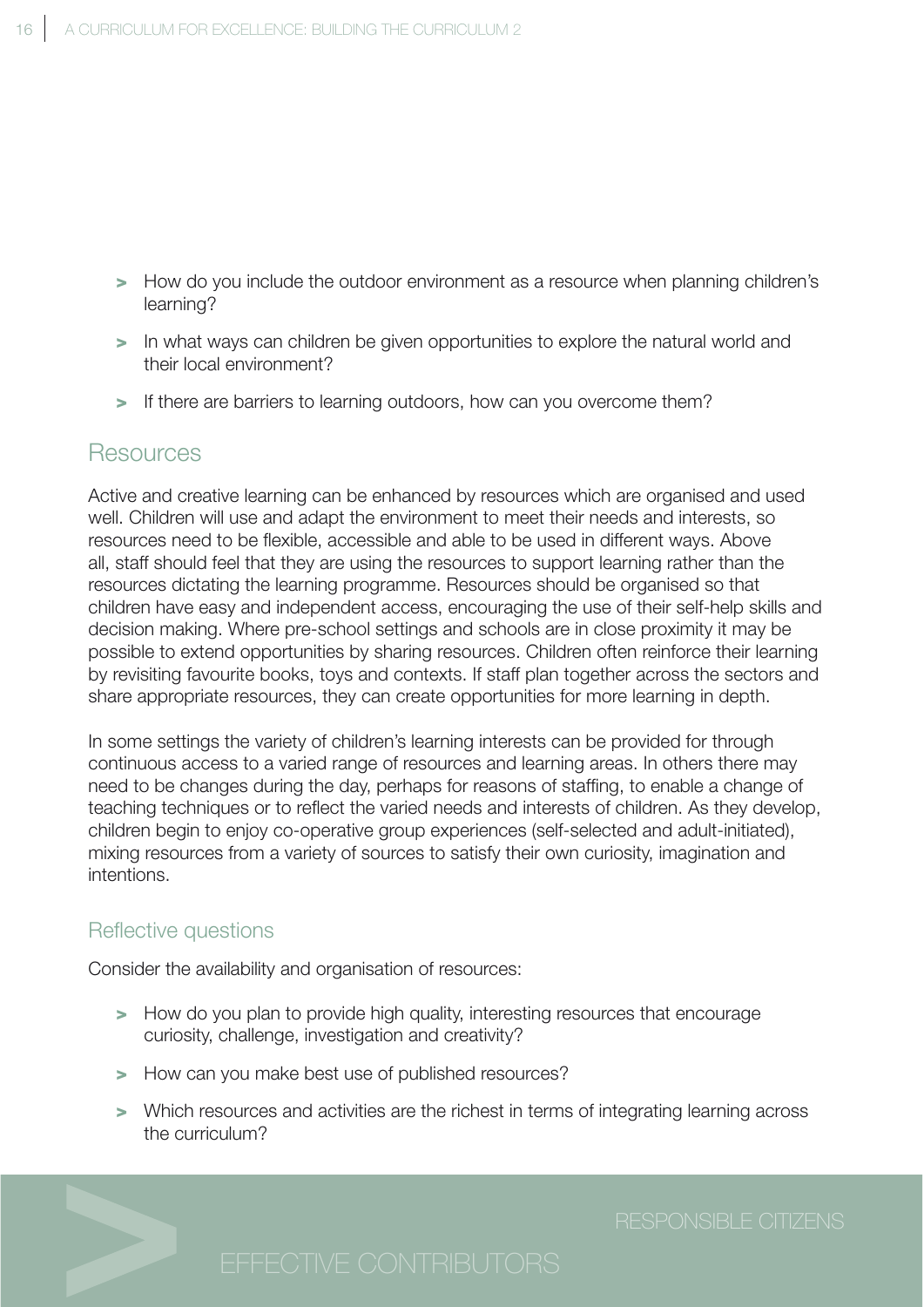- How do you include the outdoor environment as a resource when planning children's learning?
- In what ways can children be given opportunities to explore the natural world and their local environment?
- If there are barriers to learning outdoors, how can you overcome them?

## Resources

Active and creative learning can be enhanced by resources which are organised and used well. Children will use and adapt the environment to meet their needs and interests, so resources need to be flexible, accessible and able to be used in different ways. Above all, staff should feel that they are using the resources to support learning rather than the resources dictating the learning programme. Resources should be organised so that children have easy and independent access, encouraging the use of their self-help skills and decision making. Where pre-school settings and schools are in close proximity it may be possible to extend opportunities by sharing resources. Children often reinforce their learning by revisiting favourite books, toys and contexts. If staff plan together across the sectors and share appropriate resources, they can create opportunities for more learning in depth.

In some settings the variety of children's learning interests can be provided for through continuous access to a varied range of resources and learning areas. In others there may need to be changes during the day, perhaps for reasons of staffing, to enable a change of teaching techniques or to reflect the varied needs and interests of children. As they develop, children begin to enjoy co-operative group experiences (self-selected and adult-initiated), mixing resources from a variety of sources to satisfy their own curiosity, imagination and intentions.

### Reflective questions

Consider the availability and organisation of resources:

- How do you plan to provide high quality, interesting resources that encourage curiosity, challenge, investigation and creativity?
- How can you make best use of published resources?
- Which resources and activities are the richest in terms of integrating learning across the curriculum?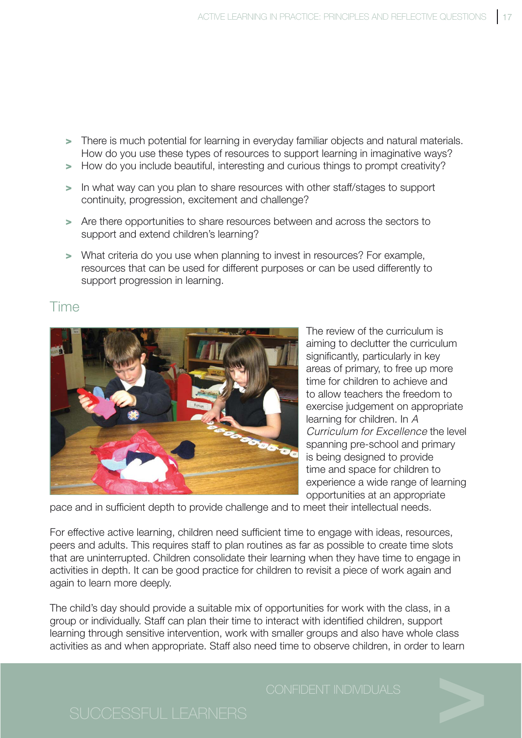- There is much potential for learning in everyday familiar objects and natural materials. How do you use these types of resources to support learning in imaginative ways?
- How do you include beautiful, interesting and curious things to prompt creativity?
- In what way can you plan to share resources with other staff/stages to support continuity, progression, excitement and challenge?
- Are there opportunities to share resources between and across the sectors to support and extend children's learning?
- What criteria do you use when planning to invest in resources? For example, resources that can be used for different purposes or can be used differently to support progression in learning.

## Time

The review of the curriculum is aiming to declutter the curriculum significantly, particularly in key areas of primary, to free up more time for children to achieve and to allow teachers the freedom to exercise judgement on appropriate learning for children. In *A Curriculum for Excellence* the level spanning pre-school and primary is being designed to provide time and space for children to experience a wide range of learning opportunities at an appropriate pace and in sufficient depth to provide challenge and to meet their intellectual needs.

For effective active learning, children need sufficient time to engage with ideas, resources, peers and adults. This requires staff to plan routines as far as possible to create time slots that are uninterrupted. Children consolidate their learning when they have time to engage in activities in depth. It can be good practice for children to revisit a piece of work again and again to learn more deeply.

The child's day should provide a suitable mix of opportunities for work with the class, in a group or individually. Staff can plan their time to interact with identified children, support learning through sensitive intervention, work with smaller groups and also have whole class activities as and when appropriate. Staff also need time to observe children, in order to learn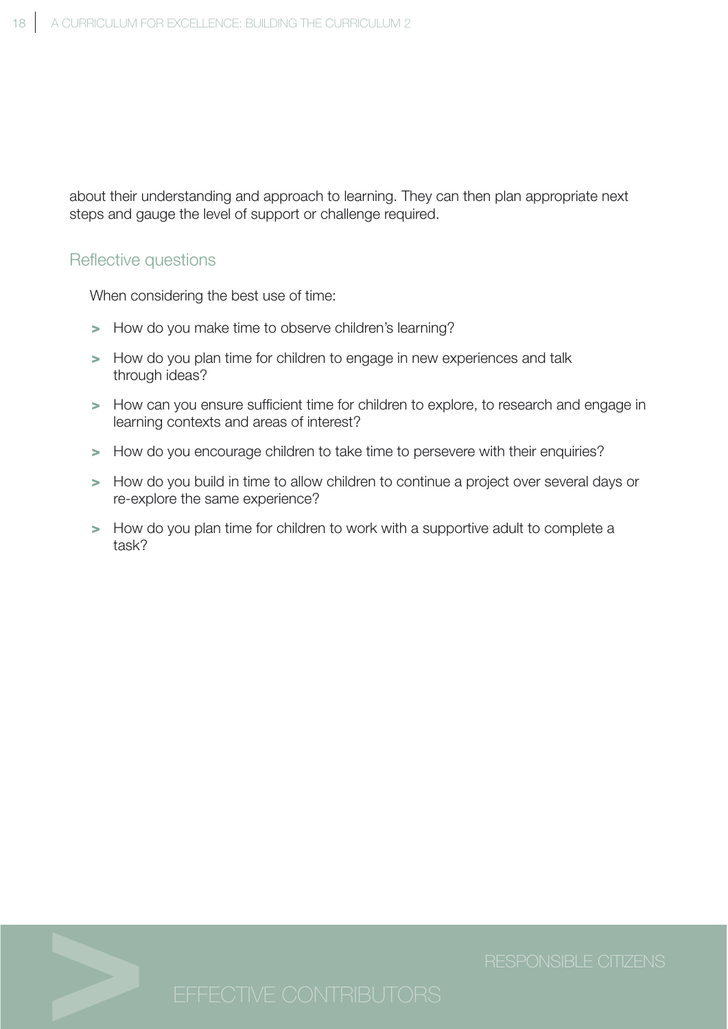about their understanding and approach to learning. They can then plan appropriate next steps and gauge the level of support or challenge required.

## Reflective questions

When considering the best use of time:

- How do you make time to observe children's learning?
- How do you plan time for children to engage in new experiences and talk through ideas?
- How can you ensure sufficient time for children to explore, to research and engage in learning contexts and areas of interest?
- How do you encourage children to take time to persevere with their enquiries?
- How do you build in time to allow children to continue a project over several days or re-explore the same experience?
- How do you plan time for children to work with a supportive adult to complete a task?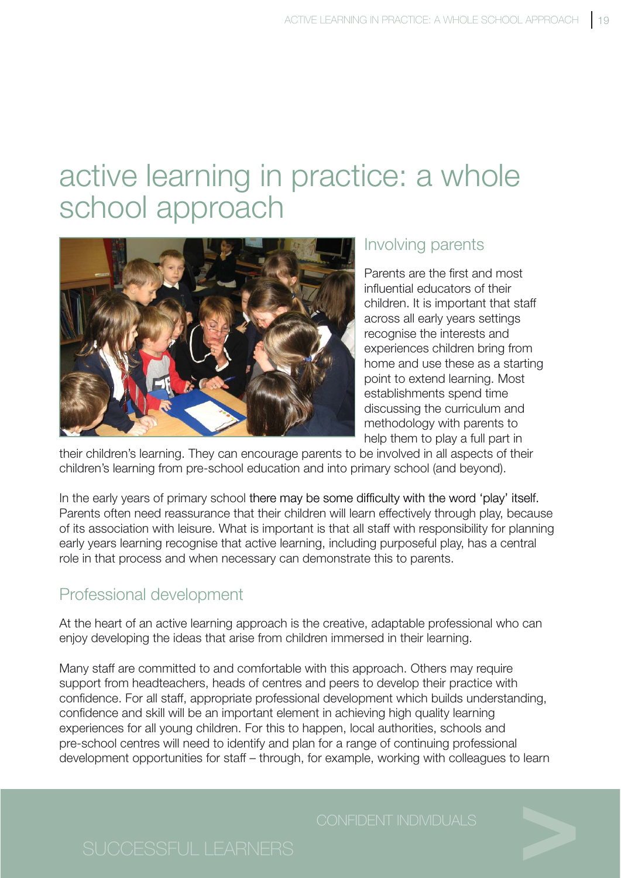# active learning in practice: a whole school approach

## Involving parents

Parents are the first and most influential educators of their children. It is important that staff across all early years settings recognise the interests and experiences children bring from home and use these as a starting point to extend learning. Most establishments spend time discussing the curriculum and methodology with parents to help them to play a full part in their children's learning. They can encourage parents to be involved in all aspects of their children's learning from pre-school education and into primary school (and beyond).

In the early years of primary school there may be some difficulty with the word 'play' itself. Parents often need reassurance that their children will learn effectively through play, because of its association with leisure. What is important is that all staff with responsibility for planning early years learning recognise that active learning, including purposeful play, has a central role in that process and when necessary can demonstrate this to parents.

## Professional development

At the heart of an active learning approach is the creative, adaptable professional who can enjoy developing the ideas that arise from children immersed in their learning.

Many staff are committed to and comfortable with this approach. Others may require support from headteachers, heads of centres and peers to develop their practice with confidence. For all staff, appropriate professional development which builds understanding, confidence and skill will be an important element in achieving high quality learning experiences for all young children. For this to happen, local authorities, schools and pre-school centres will need to identify and plan for a range of continuing professional development opportunities for staff – through, for example, working with colleagues to learn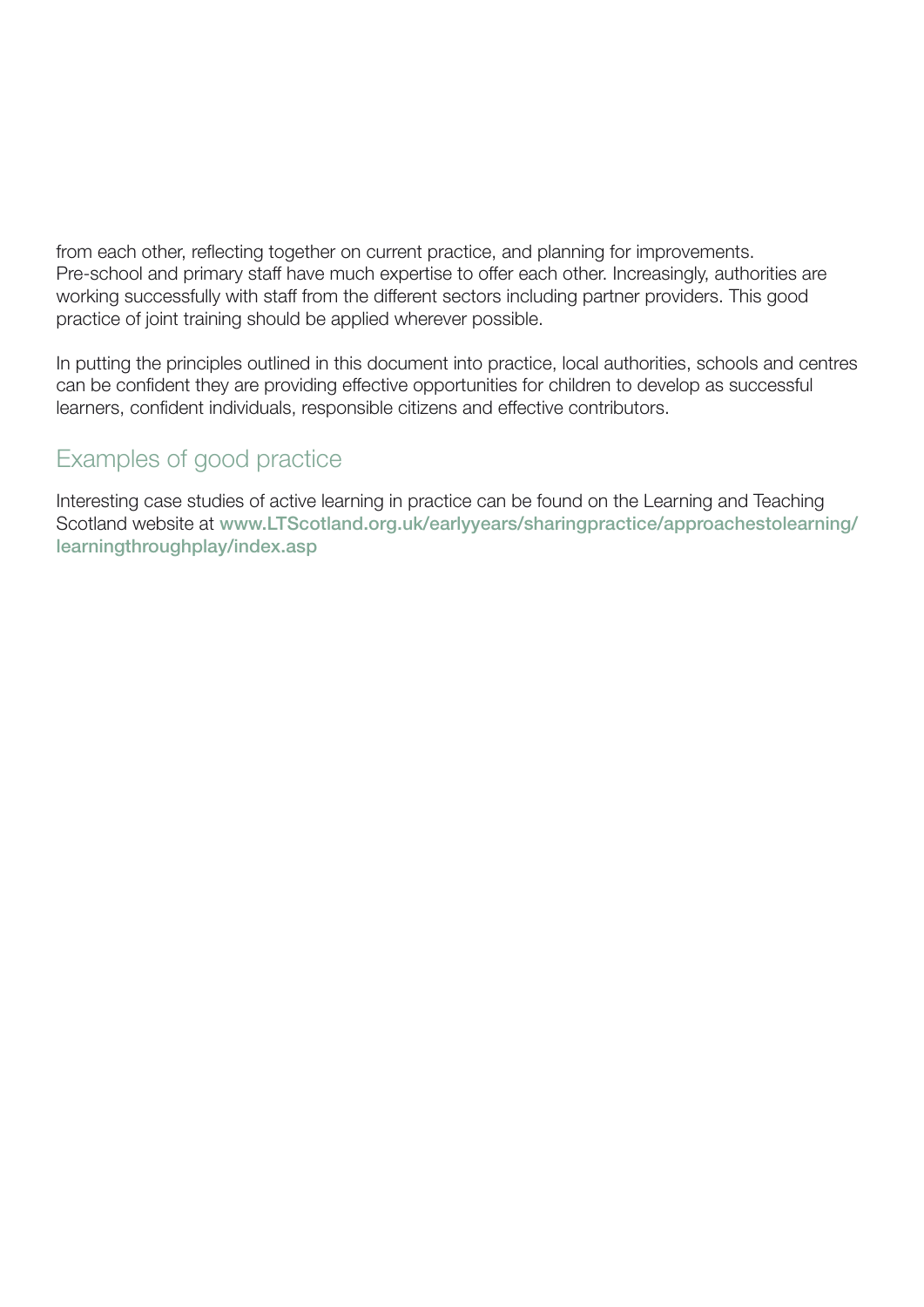from each other, reflecting together on current practice, and planning for improvements. Pre-school and primary staff have much expertise to offer each other. Increasingly, authorities are working successfully with staff from the different sectors including partner providers. This good practice of joint training should be applied wherever possible.

In putting the principles outlined in this document into practice, local authorities, schools and centres can be confident they are providing effective opportunities for children to develop as successful learners, confident individuals, responsible citizens and effective contributors.

## Examples of good practice

Interesting case studies of active learning in practice can be found on the Learning and Teaching Scotland website at **www.LTScotland.org.uk/earlyyears/sharingpractice/approachestolearning/learningthroughplay/index.asp**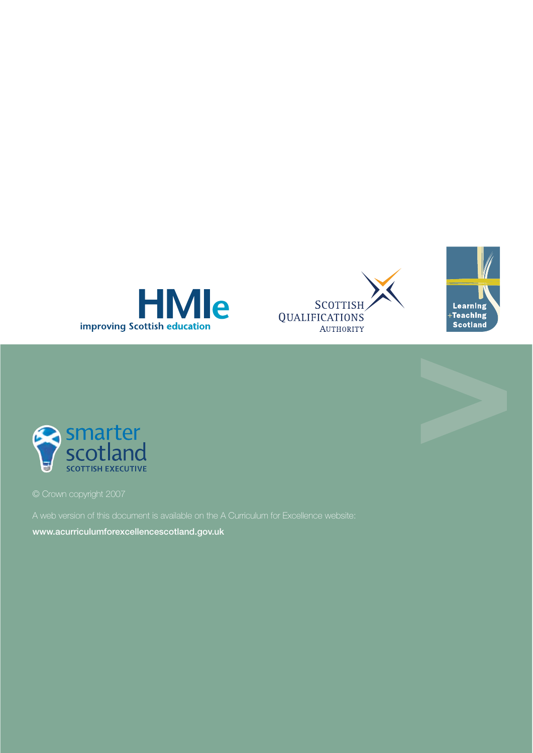HMIe
improving Scottish education

SCOTTISH
QUALIFICATIONS
AUTHORITY

Learning
+Teaching
Scotland

smarter
scotland
SCOTTISH EXECUTIVE

© Crown copyright 2007

A web version of this document is available on the A Curriculum for Excellence website:

**www.acurriculumforexcellencescotland.gov.uk**